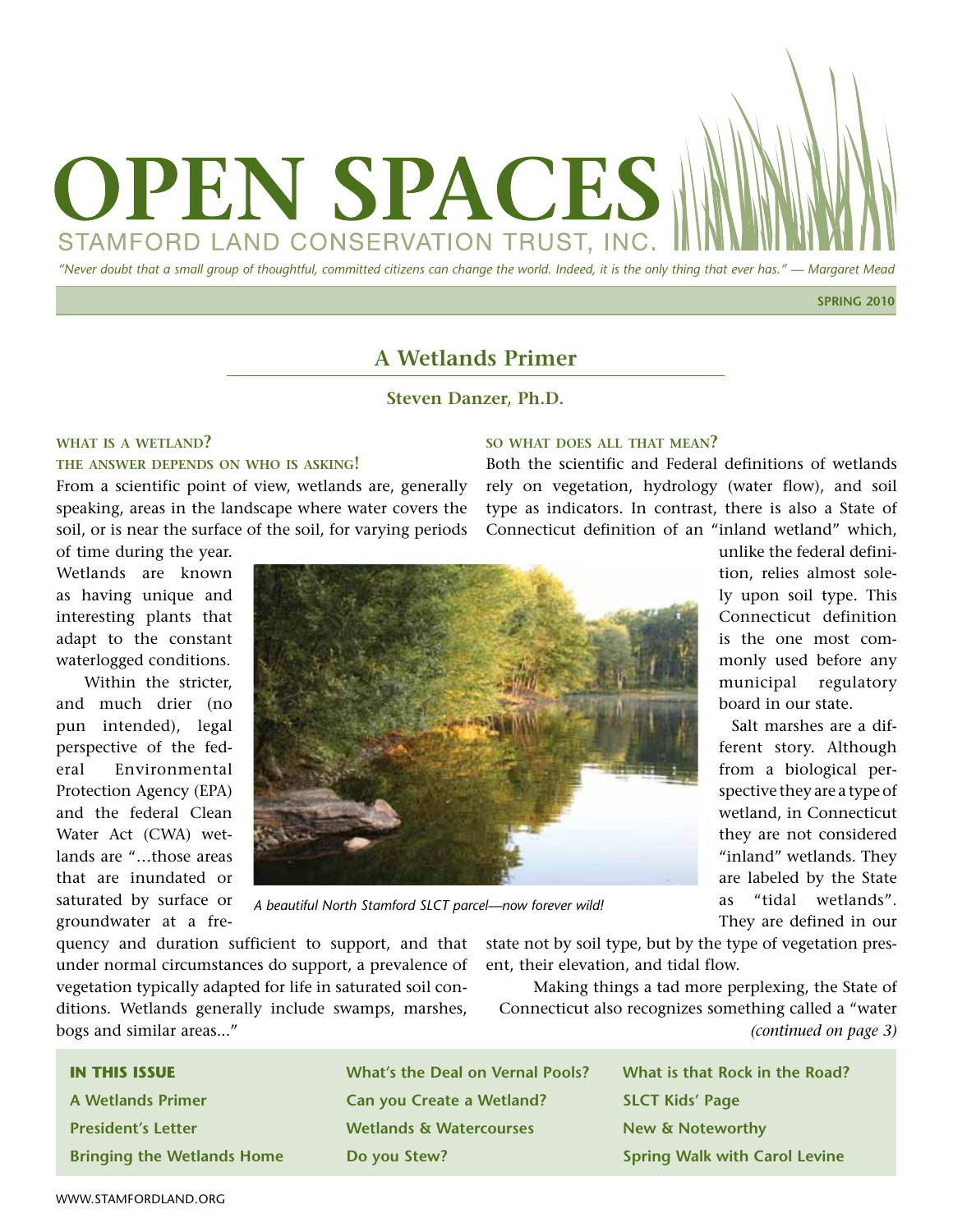# OPEN SPACES

STAMFORD LAND CONSERVATION TRUST, INC.

*"Never doubt that a small group of thoughtful, committed citizens can change the world. Indeed, it is the only thing that ever has." — Margaret Mead*

**SPRING 2010**

## A Wetlands Primer

**Steven Danzer, Ph.D.**

### WHAT IS A WETLAND? THE ANSWER DEPENDS ON WHO IS ASKING!

From a scientific point of view, wetlands are, generally speaking, areas in the landscape where water covers the soil, or is near the surface of the soil, for varying periods of time during the year. Wetlands are known as having unique and interesting plants that adapt to the constant waterlogged conditions.

Within the stricter, and much drier (no pun intended), legal perspective of the federal Environmental Protection Agency (EPA) and the federal Clean Water Act (CWA) wetlands are "…those areas that are inundated or saturated by surface or groundwater at a frequency and duration sufficient to support, and that under normal circumstances do support, a prevalence of vegetation typically adapted for life in saturated soil conditions. Wetlands generally include swamps, marshes, bogs and similar areas…"

*A beautiful North Stamford SLCT parcel—now forever wild!*

### SO WHAT DOES ALL THAT MEAN?

Both the scientific and Federal definitions of wetlands rely on vegetation, hydrology (water flow), and soil type as indicators. In contrast, there is also a State of Connecticut definition of an "inland wetland" which, unlike the federal definition, relies almost solely upon soil type. This Connecticut definition is the one most commonly used before any municipal regulatory board in our state.

Salt marshes are a different story. Although from a biological perspective they are a type of wetland, in Connecticut they are not considered "inland" wetlands. They are labeled by the State as "tidal wetlands". They are defined in our state not by soil type, but by the type of vegetation present, their elevation, and tidal flow.

Making things a tad more perplexing, the State of Connecticut also recognizes something called a "water

*(continued on page 3)*

**IN THIS ISSUE**

- **A Wetlands Primer**
- **President's Letter**
- **Bringing the Wetlands Home**
- **What's the Deal on Vernal Pools?**
- **Can you Create a Wetland?**
- **Wetlands & Watercourses**
- **Do you Stew?**
- **What is that Rock in the Road?**
- **SLCT Kids' Page**
- **New & Noteworthy**
- **Spring Walk with Carol Levine**

WWW.STAMFORDLAND.ORG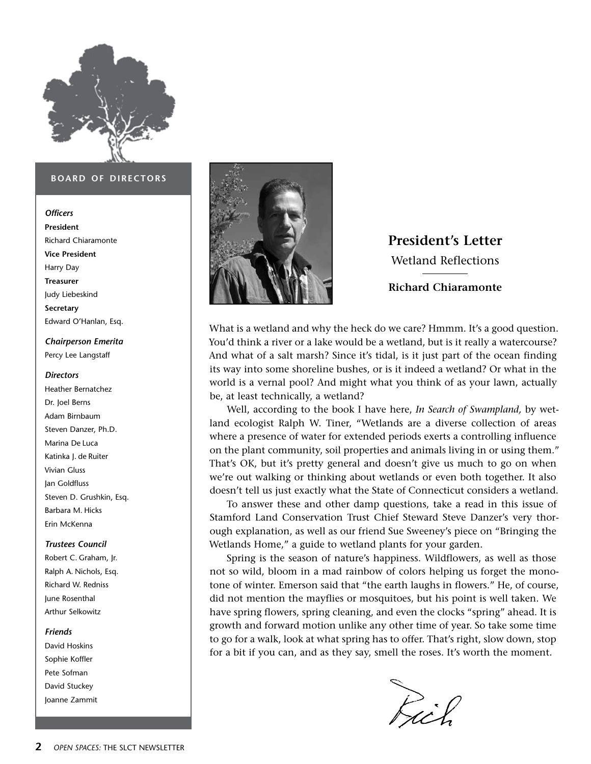## BOARD OF DIRECTORS

*Officers*

**President**
Richard Chiaramonte

**Vice President**
Harry Day

**Treasurer**
Judy Liebeskind

**Secretary**
Edward O'Hanlan, Esq.

*Chairperson Emerita*
Percy Lee Langstaff

*Directors*
Heather Bernatchez
Dr. Joel Berns
Adam Birnbaum
Steven Danzer, Ph.D.
Marina De Luca
Katinka J. de Ruiter
Vivian Gluss
Jan Goldfluss
Steven D. Grushkin, Esq.
Barbara M. Hicks
Erin McKenna

*Trustees Council*
Robert C. Graham, Jr.
Ralph A. Nichols, Esq.
Richard W. Redniss
June Rosenthal
Arthur Selkowitz

*Friends*
David Hoskins
Sophie Koffler
Pete Sofman
David Stuckey
Joanne Zammit

# President's Letter

## Wetland Reflections

**Richard Chiaramonte**

What is a wetland and why the heck do we care? Hmmm. It's a good question. You'd think a river or a lake would be a wetland, but is it really a watercourse? And what of a salt marsh? Since it's tidal, is it just part of the ocean finding its way into some shoreline bushes, or is it indeed a wetland? Or what in the world is a vernal pool? And might what you think of as your lawn, actually be, at least technically, a wetland?

Well, according to the book I have here, *In Search of Swampland,* by wetland ecologist Ralph W. Tiner, "Wetlands are a diverse collection of areas where a presence of water for extended periods exerts a controlling influence on the plant community, soil properties and animals living in or using them." That's OK, but it's pretty general and doesn't give us much to go on when we're out walking or thinking about wetlands or even both together. It also doesn't tell us just exactly what the State of Connecticut considers a wetland.

To answer these and other damp questions, take a read in this issue of Stamford Land Conservation Trust Chief Steward Steve Danzer's very thorough explanation, as well as our friend Sue Sweeney's piece on "Bringing the Wetlands Home," a guide to wetland plants for your garden.

Spring is the season of nature's happiness. Wildflowers, as well as those not so wild, bloom in a mad rainbow of colors helping us forget the monotone of winter. Emerson said that "the earth laughs in flowers." He, of course, did not mention the mayflies or mosquitoes, but his point is well taken. We have spring flowers, spring cleaning, and even the clocks "spring" ahead. It is growth and forward motion unlike any other time of year. So take some time to go for a walk, look at what spring has to offer. That's right, slow down, stop for a bit if you can, and as they say, smell the roses. It's worth the moment.

Rich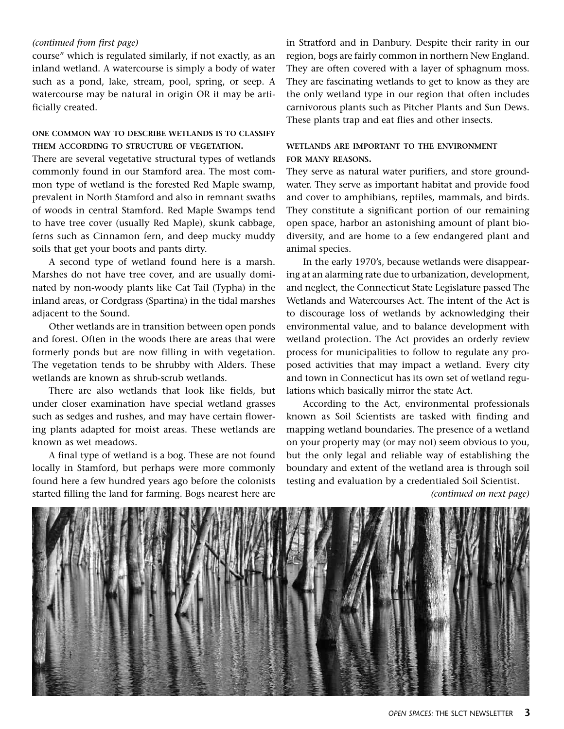*(continued from first page)*

course" which is regulated similarly, if not exactly, as an inland wetland. A watercourse is simply a body of water such as a pond, lake, stream, pool, spring, or seep. A watercourse may be natural in origin OR it may be artificially created.

### ONE COMMON WAY TO DESCRIBE WETLANDS IS TO CLASSIFY THEM ACCORDING TO STRUCTURE OF VEGETATION.

There are several vegetative structural types of wetlands commonly found in our Stamford area. The most common type of wetland is the forested Red Maple swamp, prevalent in North Stamford and also in remnant swaths of woods in central Stamford. Red Maple Swamps tend to have tree cover (usually Red Maple), skunk cabbage, ferns such as Cinnamon fern, and deep mucky muddy soils that get your boots and pants dirty.

A second type of wetland found here is a marsh. Marshes do not have tree cover, and are usually dominated by non-woody plants like Cat Tail (Typha) in the inland areas, or Cordgrass (Spartina) in the tidal marshes adjacent to the Sound.

Other wetlands are in transition between open ponds and forest. Often in the woods there are areas that were formerly ponds but are now filling in with vegetation. The vegetation tends to be shrubby with Alders. These wetlands are known as shrub-scrub wetlands.

There are also wetlands that look like fields, but under closer examination have special wetland grasses such as sedges and rushes, and may have certain flowering plants adapted for moist areas. These wetlands are known as wet meadows.

A final type of wetland is a bog. These are not found locally in Stamford, but perhaps were more commonly found here a few hundred years ago before the colonists started filling the land for farming. Bogs nearest here are in Stratford and in Danbury. Despite their rarity in our region, bogs are fairly common in northern New England. They are often covered with a layer of sphagnum moss. They are fascinating wetlands to get to know as they are the only wetland type in our region that often includes carnivorous plants such as Pitcher Plants and Sun Dews. These plants trap and eat flies and other insects.

### WETLANDS ARE IMPORTANT TO THE ENVIRONMENT FOR MANY REASONS.

They serve as natural water purifiers, and store groundwater. They serve as important habitat and provide food and cover to amphibians, reptiles, mammals, and birds. They constitute a significant portion of our remaining open space, harbor an astonishing amount of plant biodiversity, and are home to a few endangered plant and animal species.

In the early 1970's, because wetlands were disappearing at an alarming rate due to urbanization, development, and neglect, the Connecticut State Legislature passed The Wetlands and Watercourses Act. The intent of the Act is to discourage loss of wetlands by acknowledging their environmental value, and to balance development with wetland protection. The Act provides an orderly review process for municipalities to follow to regulate any proposed activities that may impact a wetland. Every city and town in Connecticut has its own set of wetland regulations which basically mirror the state Act.

According to the Act, environmental professionals known as Soil Scientists are tasked with finding and mapping wetland boundaries. The presence of a wetland on your property may (or may not) seem obvious to you, but the only legal and reliable way of establishing the boundary and extent of the wetland area is through soil testing and evaluation by a credentialed Soil Scientist.

*(continued on next page)*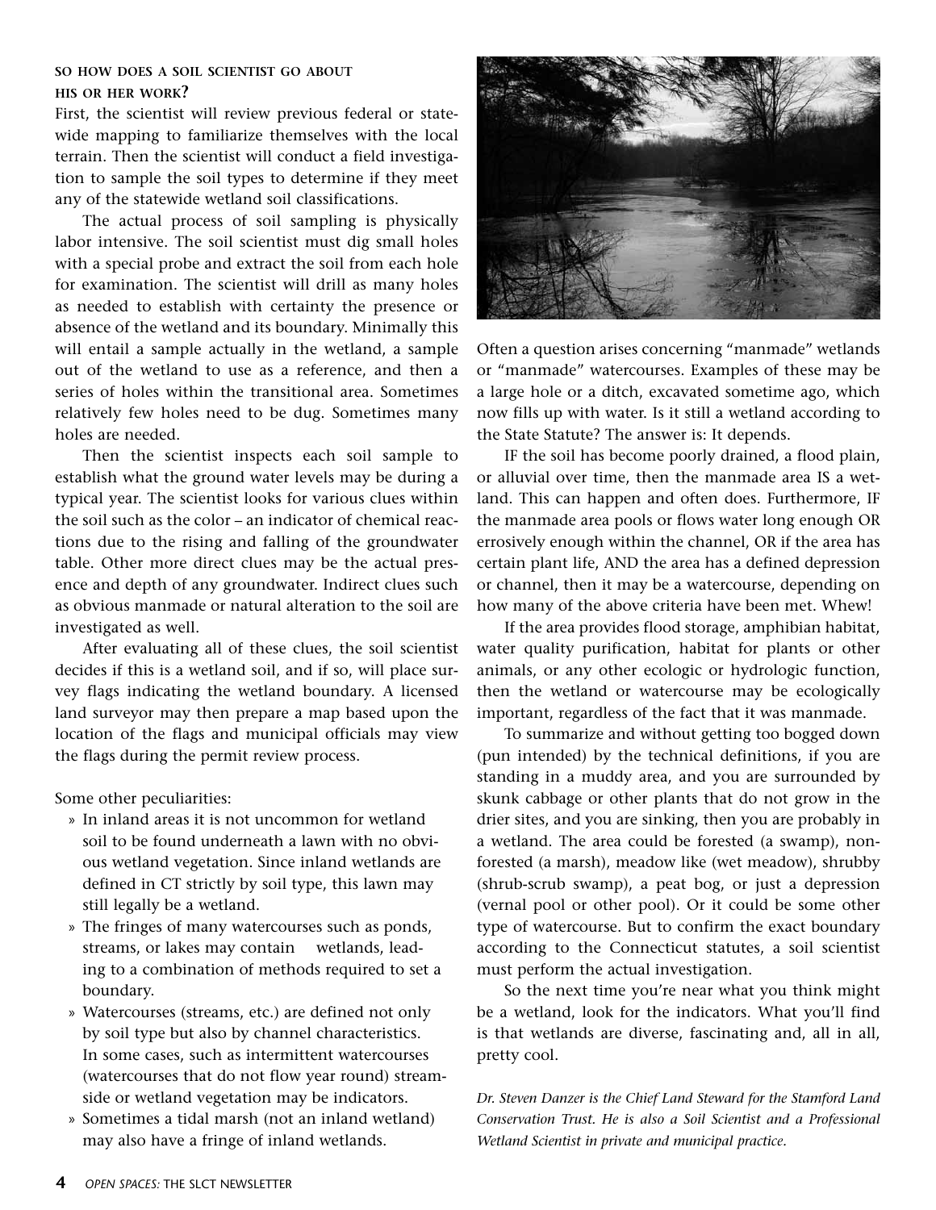### SO HOW DOES A SOIL SCIENTIST GO ABOUT HIS OR HER WORK?

First, the scientist will review previous federal or statewide mapping to familiarize themselves with the local terrain. Then the scientist will conduct a field investigation to sample the soil types to determine if they meet any of the statewide wetland soil classifications.

The actual process of soil sampling is physically labor intensive. The soil scientist must dig small holes with a special probe and extract the soil from each hole for examination. The scientist will drill as many holes as needed to establish with certainty the presence or absence of the wetland and its boundary. Minimally this will entail a sample actually in the wetland, a sample out of the wetland to use as a reference, and then a series of holes within the transitional area. Sometimes relatively few holes need to be dug. Sometimes many holes are needed.

Then the scientist inspects each soil sample to establish what the ground water levels may be during a typical year. The scientist looks for various clues within the soil such as the color – an indicator of chemical reactions due to the rising and falling of the groundwater table. Other more direct clues may be the actual presence and depth of any groundwater. Indirect clues such as obvious manmade or natural alteration to the soil are investigated as well.

After evaluating all of these clues, the soil scientist decides if this is a wetland soil, and if so, will place survey flags indicating the wetland boundary. A licensed land surveyor may then prepare a map based upon the location of the flags and municipal officials may view the flags during the permit review process.

Some other peculiarities:

- In inland areas it is not uncommon for wetland soil to be found underneath a lawn with no obvious wetland vegetation. Since inland wetlands are defined in CT strictly by soil type, this lawn may still legally be a wetland.
- The fringes of many watercourses such as ponds, streams, or lakes may contain wetlands, leading to a combination of methods required to set a boundary.
- Watercourses (streams, etc.) are defined not only by soil type but also by channel characteristics. In some cases, such as intermittent watercourses (watercourses that do not flow year round) streamside or wetland vegetation may be indicators.
- Sometimes a tidal marsh (not an inland wetland) may also have a fringe of inland wetlands.

Often a question arises concerning "manmade" wetlands or "manmade" watercourses. Examples of these may be a large hole or a ditch, excavated sometime ago, which now fills up with water. Is it still a wetland according to the State Statute? The answer is: It depends.

IF the soil has become poorly drained, a flood plain, or alluvial over time, then the manmade area IS a wetland. This can happen and often does. Furthermore, IF the manmade area pools or flows water long enough OR errosively enough within the channel, OR if the area has certain plant life, AND the area has a defined depression or channel, then it may be a watercourse, depending on how many of the above criteria have been met. Whew!

If the area provides flood storage, amphibian habitat, water quality purification, habitat for plants or other animals, or any other ecologic or hydrologic function, then the wetland or watercourse may be ecologically important, regardless of the fact that it was manmade.

To summarize and without getting too bogged down (pun intended) by the technical definitions, if you are standing in a muddy area, and you are surrounded by skunk cabbage or other plants that do not grow in the drier sites, and you are sinking, then you are probably in a wetland. The area could be forested (a swamp), non-forested (a marsh), meadow like (wet meadow), shrubby (shrub-scrub swamp), a peat bog, or just a depression (vernal pool or other pool). Or it could be some other type of watercourse. But to confirm the exact boundary according to the Connecticut statutes, a soil scientist must perform the actual investigation.

So the next time you're near what you think might be a wetland, look for the indicators. What you'll find is that wetlands are diverse, fascinating and, all in all, pretty cool.

*Dr. Steven Danzer is the Chief Land Steward for the Stamford Land Conservation Trust. He is also a Soil Scientist and a Professional Wetland Scientist in private and municipal practice.*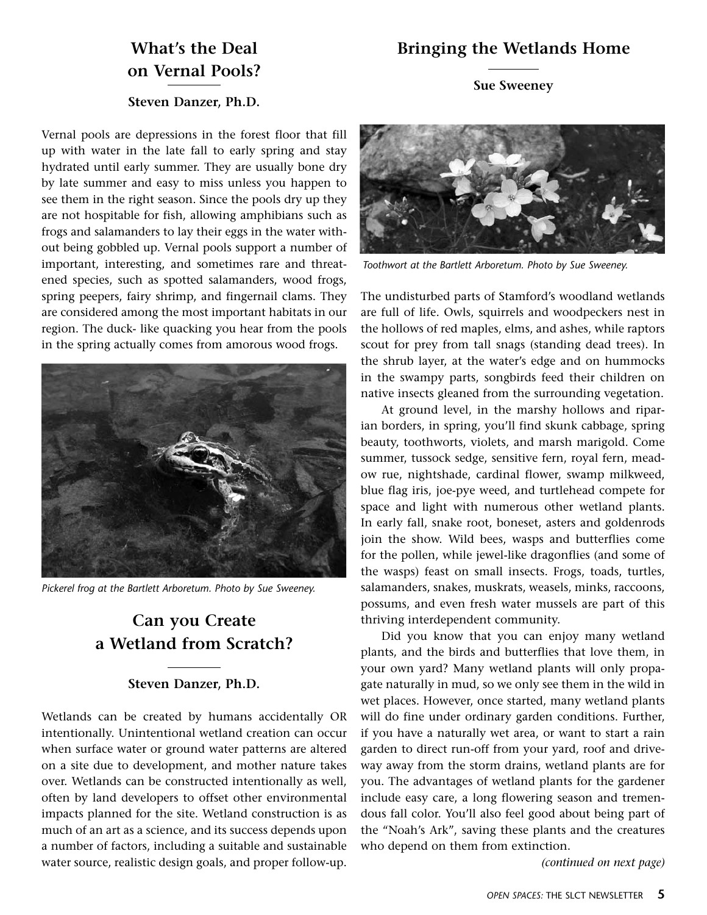## What's the Deal on Vernal Pools?

**Steven Danzer, Ph.D.**

Vernal pools are depressions in the forest floor that fill up with water in the late fall to early spring and stay hydrated until early summer. They are usually bone dry by late summer and easy to miss unless you happen to see them in the right season. Since the pools dry up they are not hospitable for fish, allowing amphibians such as frogs and salamanders to lay their eggs in the water without being gobbled up. Vernal pools support a number of important, interesting, and sometimes rare and threatened species, such as spotted salamanders, wood frogs, spring peepers, fairy shrimp, and fingernail clams. They are considered among the most important habitats in our region. The duck- like quacking you hear from the pools in the spring actually comes from amorous wood frogs.

*Pickerel frog at the Bartlett Arboretum. Photo by Sue Sweeney.*

## Can you Create a Wetland from Scratch?

**Steven Danzer, Ph.D.**

Wetlands can be created by humans accidentally OR intentionally. Unintentional wetland creation can occur when surface water or ground water patterns are altered on a site due to development, and mother nature takes over. Wetlands can be constructed intentionally as well, often by land developers to offset other environmental impacts planned for the site. Wetland construction is as much of an art as a science, and its success depends upon a number of factors, including a suitable and sustainable water source, realistic design goals, and proper follow-up.

## Bringing the Wetlands Home

**Sue Sweeney**

*Toothwort at the Bartlett Arboretum. Photo by Sue Sweeney.*

The undisturbed parts of Stamford's woodland wetlands are full of life. Owls, squirrels and woodpeckers nest in the hollows of red maples, elms, and ashes, while raptors scout for prey from tall snags (standing dead trees). In the shrub layer, at the water's edge and on hummocks in the swampy parts, songbirds feed their children on native insects gleaned from the surrounding vegetation.

At ground level, in the marshy hollows and riparian borders, in spring, you'll find skunk cabbage, spring beauty, toothworts, violets, and marsh marigold. Come summer, tussock sedge, sensitive fern, royal fern, meadow rue, nightshade, cardinal flower, swamp milkweed, blue flag iris, joe-pye weed, and turtlehead compete for space and light with numerous other wetland plants. In early fall, snake root, boneset, asters and goldenrods join the show. Wild bees, wasps and butterflies come for the pollen, while jewel-like dragonflies (and some of the wasps) feast on small insects. Frogs, toads, turtles, salamanders, snakes, muskrats, weasels, minks, raccoons, possums, and even fresh water mussels are part of this thriving interdependent community.

Did you know that you can enjoy many wetland plants, and the birds and butterflies that love them, in your own yard? Many wetland plants will only propagate naturally in mud, so we only see them in the wild in wet places. However, once started, many wetland plants will do fine under ordinary garden conditions. Further, if you have a naturally wet area, or want to start a rain garden to direct run-off from your yard, roof and driveway away from the storm drains, wetland plants are for you. The advantages of wetland plants for the gardener include easy care, a long flowering season and tremendous fall color. You'll also feel good about being part of the "Noah's Ark", saving these plants and the creatures who depend on them from extinction.

*(continued on next page)*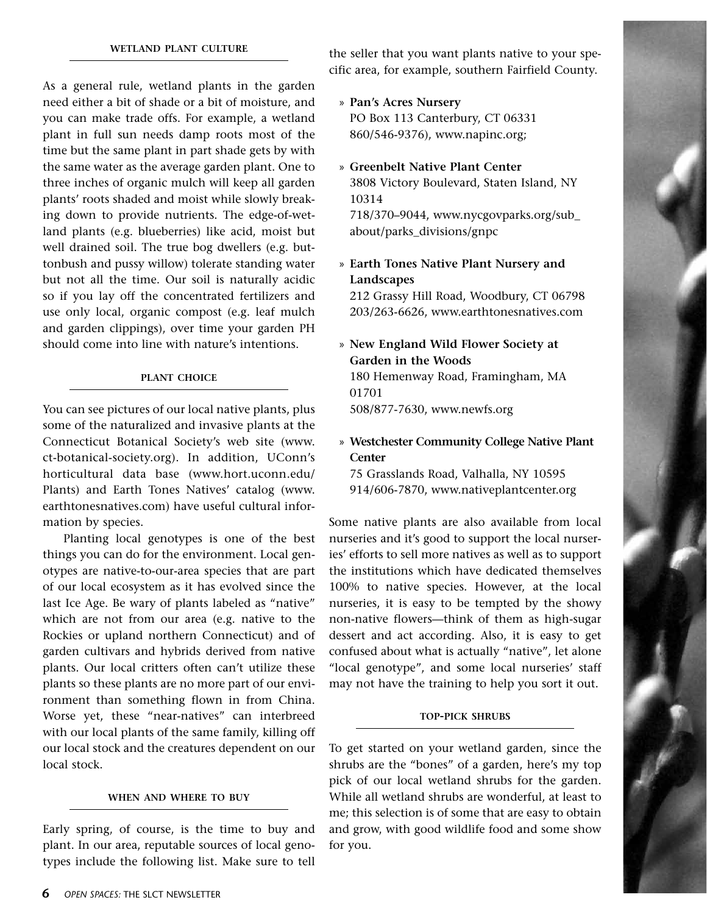### WETLAND PLANT CULTURE

As a general rule, wetland plants in the garden need either a bit of shade or a bit of moisture, and you can make trade offs. For example, a wetland plant in full sun needs damp roots most of the time but the same plant in part shade gets by with the same water as the average garden plant. One to three inches of organic mulch will keep all garden plants' roots shaded and moist while slowly breaking down to provide nutrients. The edge-of-wetland plants (e.g. blueberries) like acid, moist but well drained soil. The true bog dwellers (e.g. buttonbush and pussy willow) tolerate standing water but not all the time. Our soil is naturally acidic so if you lay off the concentrated fertilizers and use only local, organic compost (e.g. leaf mulch and garden clippings), over time your garden PH should come into line with nature's intentions.

### PLANT CHOICE

You can see pictures of our local native plants, plus some of the naturalized and invasive plants at the Connecticut Botanical Society's web site (www.ct-botanical-society.org). In addition, UConn's horticultural data base (www.hort.uconn.edu/Plants) and Earth Tones Natives' catalog (www.earthtonesnatives.com) have useful cultural information by species.

Planting local genotypes is one of the best things you can do for the environment. Local genotypes are native-to-our-area species that are part of our local ecosystem as it has evolved since the last Ice Age. Be wary of plants labeled as "native" which are not from our area (e.g. native to the Rockies or upland northern Connecticut) and of garden cultivars and hybrids derived from native plants. Our local critters often can't utilize these plants so these plants are no more part of our environment than something flown in from China. Worse yet, these "near-natives" can interbreed with our local plants of the same family, killing off our local stock and the creatures dependent on our local stock.

### WHEN AND WHERE TO BUY

Early spring, of course, is the time to buy and plant. In our area, reputable sources of local genotypes include the following list. Make sure to tell the seller that you want plants native to your specific area, for example, southern Fairfield County.

» **Pan's Acres Nursery**
PO Box 113 Canterbury, CT 06331
860/546-9376), www.napinc.org;

» **Greenbelt Native Plant Center**
3808 Victory Boulevard, Staten Island, NY 10314
718/370–9044, www.nycgovparks.org/sub_about/parks_divisions/gnpc

» **Earth Tones Native Plant Nursery and Landscapes**
212 Grassy Hill Road, Woodbury, CT 06798
203/263-6626, www.earthtonesnatives.com

» **New England Wild Flower Society at Garden in the Woods**
180 Hemenway Road, Framingham, MA 01701
508/877-7630, www.newfs.org

» **Westchester Community College Native Plant Center**
75 Grasslands Road, Valhalla, NY 10595
914/606-7870, www.nativeplantcenter.org

Some native plants are also available from local nurseries and it's good to support the local nurseries' efforts to sell more natives as well as to support the institutions which have dedicated themselves 100% to native species. However, at the local nurseries, it is easy to be tempted by the showy non-native flowers—think of them as high-sugar dessert and act according. Also, it is easy to get confused about what is actually "native", let alone "local genotype", and some local nurseries' staff may not have the training to help you sort it out.

### TOP-PICK SHRUBS

To get started on your wetland garden, since the shrubs are the "bones" of a garden, here's my top pick of our local wetland shrubs for the garden. While all wetland shrubs are wonderful, at least to me; this selection is of some that are easy to obtain and grow, with good wildlife food and some show for you.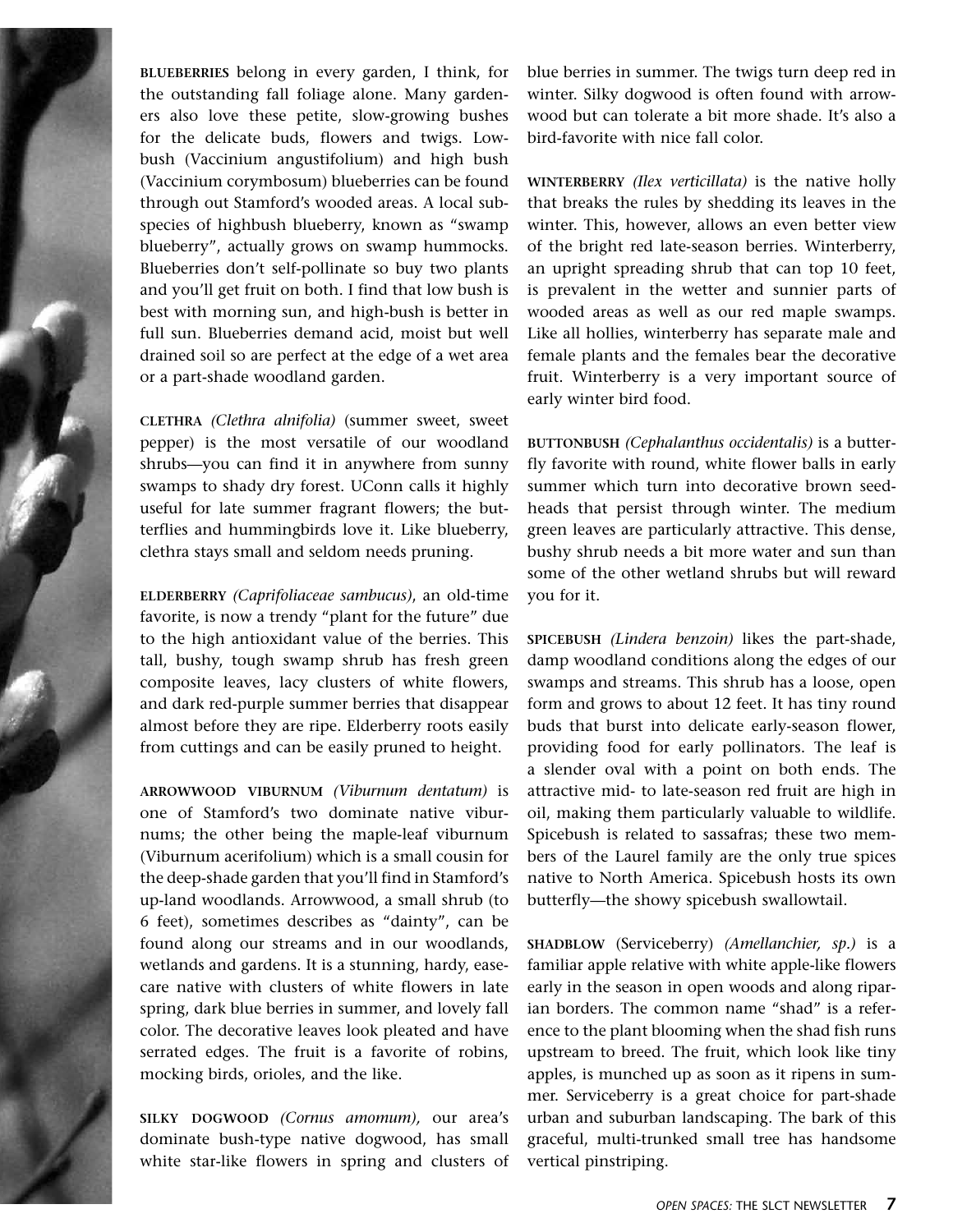**BLUEBERRIES** belong in every garden, I think, for the outstanding fall foliage alone. Many gardeners also love these petite, slow-growing bushes for the delicate buds, flowers and twigs. Low-bush (Vaccinium angustifolium) and high bush (Vaccinium corymbosum) blueberries can be found through out Stamford's wooded areas. A local sub-species of highbush blueberry, known as "swamp blueberry", actually grows on swamp hummocks. Blueberries don't self-pollinate so buy two plants and you'll get fruit on both. I find that low bush is best with morning sun, and high-bush is better in full sun. Blueberries demand acid, moist but well drained soil so are perfect at the edge of a wet area or a part-shade woodland garden.

**CLETHRA** *(Clethra alnifolia)* (summer sweet, sweet pepper) is the most versatile of our woodland shrubs—you can find it in anywhere from sunny swamps to shady dry forest. UConn calls it highly useful for late summer fragrant flowers; the butterflies and hummingbirds love it. Like blueberry, clethra stays small and seldom needs pruning.

**ELDERBERRY** *(Caprifoliaceae sambucus)*, an old-time favorite, is now a trendy "plant for the future" due to the high antioxidant value of the berries. This tall, bushy, tough swamp shrub has fresh green composite leaves, lacy clusters of white flowers, and dark red-purple summer berries that disappear almost before they are ripe. Elderberry roots easily from cuttings and can be easily pruned to height.

**ARROWWOOD VIBURNUM** *(Viburnum dentatum)* is one of Stamford's two dominate native viburnums; the other being the maple-leaf viburnum (Viburnum acerifolium) which is a small cousin for the deep-shade garden that you'll find in Stamford's up-land woodlands. Arrowwood, a small shrub (to 6 feet), sometimes describes as "dainty", can be found along our streams and in our woodlands, wetlands and gardens. It is a stunning, hardy, ease-care native with clusters of white flowers in late spring, dark blue berries in summer, and lovely fall color. The decorative leaves look pleated and have serrated edges. The fruit is a favorite of robins, mocking birds, orioles, and the like.

**SILKY DOGWOOD** *(Cornus amomum)*, our area's dominate bush-type native dogwood, has small white star-like flowers in spring and clusters of blue berries in summer. The twigs turn deep red in winter. Silky dogwood is often found with arrowwood but can tolerate a bit more shade. It's also a bird-favorite with nice fall color.

**WINTERBERRY** *(Ilex verticillata)* is the native holly that breaks the rules by shedding its leaves in the winter. This, however, allows an even better view of the bright red late-season berries. Winterberry, an upright spreading shrub that can top 10 feet, is prevalent in the wetter and sunnier parts of wooded areas as well as our red maple swamps. Like all hollies, winterberry has separate male and female plants and the females bear the decorative fruit. Winterberry is a very important source of early winter bird food.

**BUTTONBUSH** *(Cephalanthus occidentalis)* is a butterfly favorite with round, white flower balls in early summer which turn into decorative brown seed-heads that persist through winter. The medium green leaves are particularly attractive. This dense, bushy shrub needs a bit more water and sun than some of the other wetland shrubs but will reward you for it.

**SPICEBUSH** *(Lindera benzoin)* likes the part-shade, damp woodland conditions along the edges of our swamps and streams. This shrub has a loose, open form and grows to about 12 feet. It has tiny round buds that burst into delicate early-season flower, providing food for early pollinators. The leaf is a slender oval with a point on both ends. The attractive mid- to late-season red fruit are high in oil, making them particularly valuable to wildlife. Spicebush is related to sassafras; these two members of the Laurel family are the only true spices native to North America. Spicebush hosts its own butterfly—the showy spicebush swallowtail.

**SHADBLOW** (Serviceberry) *(Amellanchier, sp.)* is a familiar apple relative with white apple-like flowers early in the season in open woods and along riparian borders. The common name "shad" is a reference to the plant blooming when the shad fish runs upstream to breed. The fruit, which look like tiny apples, is munched up as soon as it ripens in summer. Serviceberry is a great choice for part-shade urban and suburban landscaping. The bark of this graceful, multi-trunked small tree has handsome vertical pinstriping.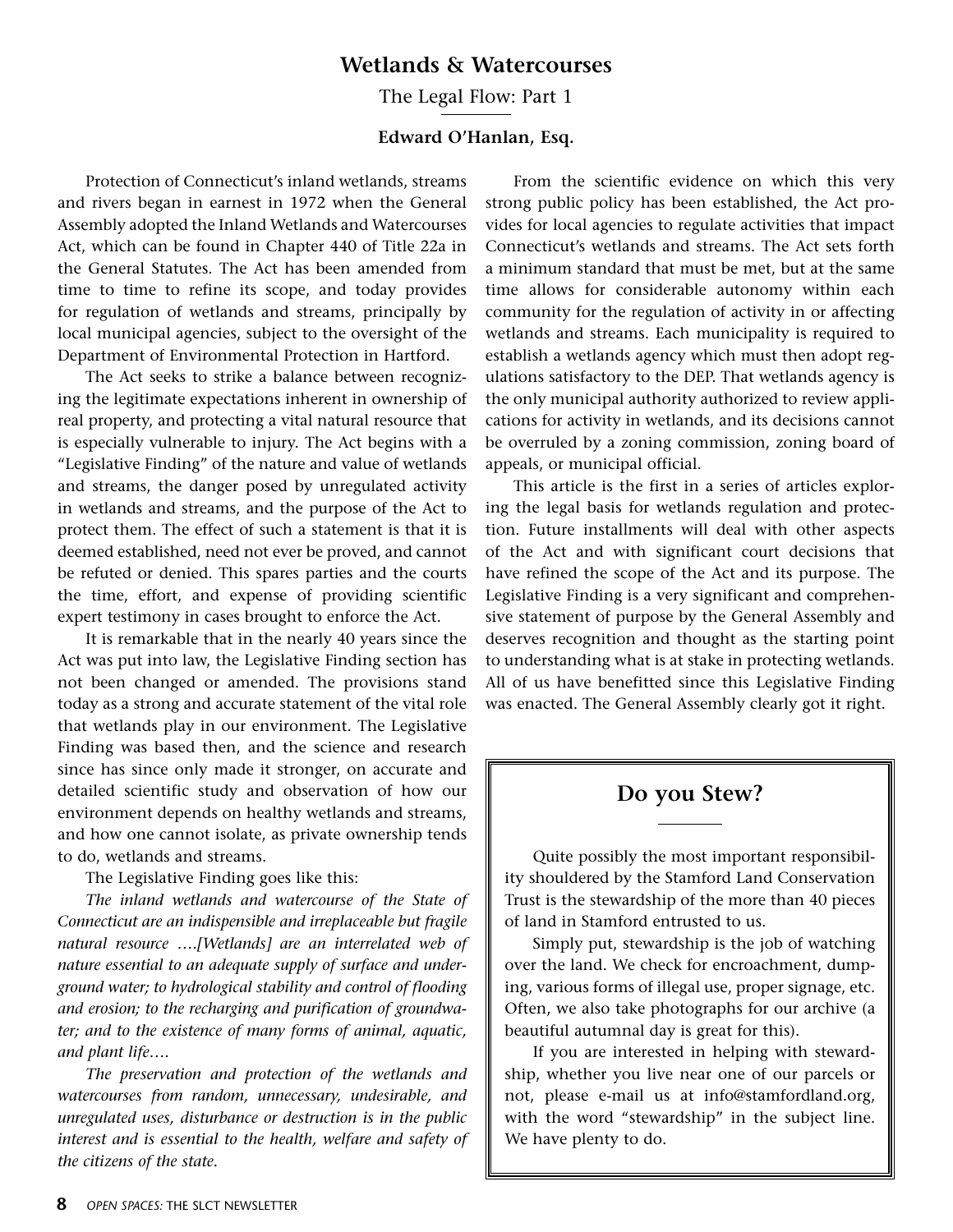## Wetlands & Watercourses

The Legal Flow: Part 1

**Edward O'Hanlan, Esq.**

Protection of Connecticut's inland wetlands, streams and rivers began in earnest in 1972 when the General Assembly adopted the Inland Wetlands and Watercourses Act, which can be found in Chapter 440 of Title 22a in the General Statutes. The Act has been amended from time to time to refine its scope, and today provides for regulation of wetlands and streams, principally by local municipal agencies, subject to the oversight of the Department of Environmental Protection in Hartford.

The Act seeks to strike a balance between recognizing the legitimate expectations inherent in ownership of real property, and protecting a vital natural resource that is especially vulnerable to injury. The Act begins with a "Legislative Finding" of the nature and value of wetlands and streams, the danger posed by unregulated activity in wetlands and streams, and the purpose of the Act to protect them. The effect of such a statement is that it is deemed established, need not ever be proved, and cannot be refuted or denied. This spares parties and the courts the time, effort, and expense of providing scientific expert testimony in cases brought to enforce the Act.

It is remarkable that in the nearly 40 years since the Act was put into law, the Legislative Finding section has not been changed or amended. The provisions stand today as a strong and accurate statement of the vital role that wetlands play in our environment. The Legislative Finding was based then, and the science and research since has since only made it stronger, on accurate and detailed scientific study and observation of how our environment depends on healthy wetlands and streams, and how one cannot isolate, as private ownership tends to do, wetlands and streams.

The Legislative Finding goes like this:

*The inland wetlands and watercourse of the State of Connecticut are an indispensible and irreplaceable but fragile natural resource ….[Wetlands] are an interrelated web of nature essential to an adequate supply of surface and underground water; to hydrological stability and control of flooding and erosion; to the recharging and purification of groundwater; and to the existence of many forms of animal, aquatic, and plant life….*

*The preservation and protection of the wetlands and watercourses from random, unnecessary, undesirable, and unregulated uses, disturbance or destruction is in the public interest and is essential to the health, welfare and safety of the citizens of the state.*

From the scientific evidence on which this very strong public policy has been established, the Act provides for local agencies to regulate activities that impact Connecticut's wetlands and streams. The Act sets forth a minimum standard that must be met, but at the same time allows for considerable autonomy within each community for the regulation of activity in or affecting wetlands and streams. Each municipality is required to establish a wetlands agency which must then adopt regulations satisfactory to the DEP. That wetlands agency is the only municipal authority authorized to review applications for activity in wetlands, and its decisions cannot be overruled by a zoning commission, zoning board of appeals, or municipal official.

This article is the first in a series of articles exploring the legal basis for wetlands regulation and protection. Future installments will deal with other aspects of the Act and with significant court decisions that have refined the scope of the Act and its purpose. The Legislative Finding is a very significant and comprehensive statement of purpose by the General Assembly and deserves recognition and thought as the starting point to understanding what is at stake in protecting wetlands. All of us have benefitted since this Legislative Finding was enacted. The General Assembly clearly got it right.

## Do you Stew?

Quite possibly the most important responsibility shouldered by the Stamford Land Conservation Trust is the stewardship of the more than 40 pieces of land in Stamford entrusted to us.

Simply put, stewardship is the job of watching over the land. We check for encroachment, dumping, various forms of illegal use, proper signage, etc. Often, we also take photographs for our archive (a beautiful autumnal day is great for this).

If you are interested in helping with stewardship, whether you live near one of our parcels or not, please e-mail us at info@stamfordland.org, with the word "stewardship" in the subject line. We have plenty to do.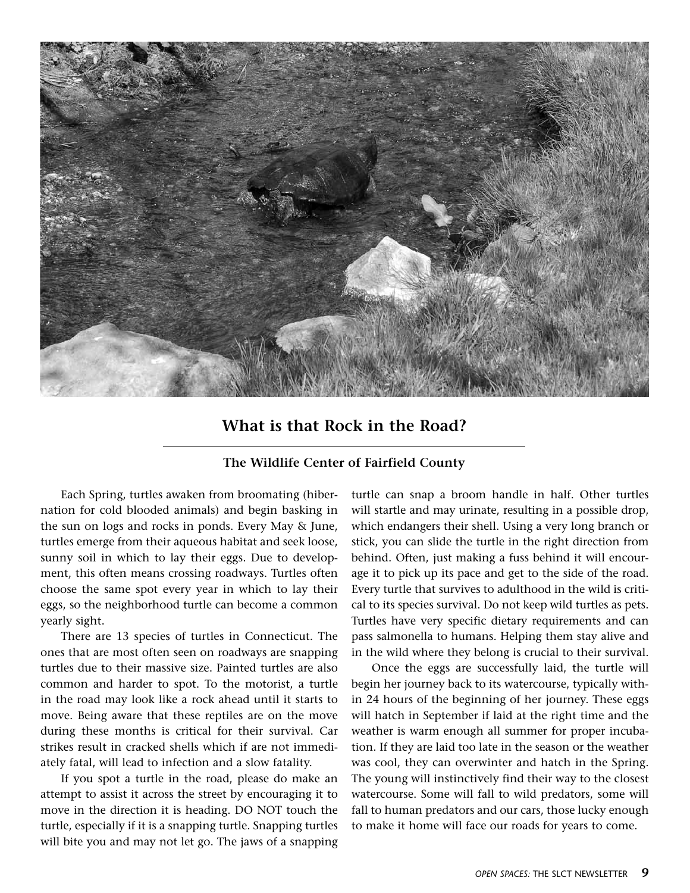# What is that Rock in the Road?

**The Wildlife Center of Fairfield County**

Each Spring, turtles awaken from broomating (hibernation for cold blooded animals) and begin basking in the sun on logs and rocks in ponds. Every May & June, turtles emerge from their aqueous habitat and seek loose, sunny soil in which to lay their eggs. Due to development, this often means crossing roadways. Turtles often choose the same spot every year in which to lay their eggs, so the neighborhood turtle can become a common yearly sight.

There are 13 species of turtles in Connecticut. The ones that are most often seen on roadways are snapping turtles due to their massive size. Painted turtles are also common and harder to spot. To the motorist, a turtle in the road may look like a rock ahead until it starts to move. Being aware that these reptiles are on the move during these months is critical for their survival. Car strikes result in cracked shells which if are not immediately fatal, will lead to infection and a slow fatality.

If you spot a turtle in the road, please do make an attempt to assist it across the street by encouraging it to move in the direction it is heading. DO NOT touch the turtle, especially if it is a snapping turtle. Snapping turtles will bite you and may not let go. The jaws of a snapping turtle can snap a broom handle in half. Other turtles will startle and may urinate, resulting in a possible drop, which endangers their shell. Using a very long branch or stick, you can slide the turtle in the right direction from behind. Often, just making a fuss behind it will encourage it to pick up its pace and get to the side of the road. Every turtle that survives to adulthood in the wild is critical to its species survival. Do not keep wild turtles as pets. Turtles have very specific dietary requirements and can pass salmonella to humans. Helping them stay alive and in the wild where they belong is crucial to their survival.

Once the eggs are successfully laid, the turtle will begin her journey back to its watercourse, typically within 24 hours of the beginning of her journey. These eggs will hatch in September if laid at the right time and the weather is warm enough all summer for proper incubation. If they are laid too late in the season or the weather was cool, they can overwinter and hatch in the Spring. The young will instinctively find their way to the closest watercourse. Some will fall to wild predators, some will fall to human predators and our cars, those lucky enough to make it home will face our roads for years to come.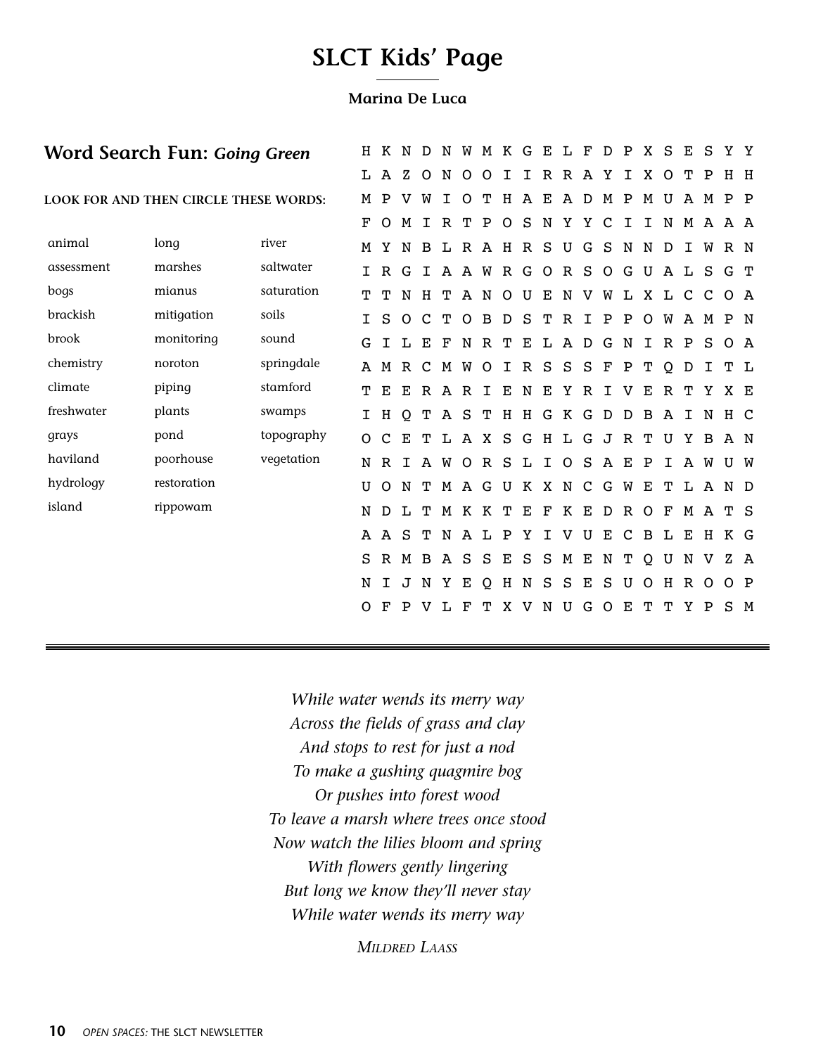# SLCT Kids' Page

**Marina De Luca**

## Word Search Fun: *Going Green*

**LOOK FOR AND THEN CIRCLE THESE WORDS:**

| | | |
|---|---|---|
| animal | long | river |
| assessment | marshes | saltwater |
| bogs | mianus | saturation |
| brackish | mitigation | soils |
| brook | monitoring | sound |
| chemistry | noroton | springdale |
| climate | piping | stamford |
| freshwater | plants | swamps |
| grays | pond | topography |
| haviland | poorhouse | vegetation |
| hydrology | restoration | |
| island | rippowam | |

```
H K N D N W M K G E L F D P X S E S Y Y
L A Z O N O O I I R R A Y I X O T P H H
M P V W I O T H A E A D M P M U A M P P
F O M I R T P O S N Y Y C I I N M A A A
M Y N B L R A H R S U G S N N D I W R N
I R G I A A W R G O R S O G U A L S G T
T T N H T A N O U E N V W L X L C C O A
I S O C T O B D S T R I P P O W A M P N
G I L E F N R T E L A D G N I R P S O A
A M R C M W O I R S S S F P T Q D I T L
T E E R A R I E N E Y R I V E R T Y X E
I H Q T A S T H H G K G D D B A I N H C
O C E T L A X S G H L G J R T U Y B A N
N R I A W O R S L I O S A E P I A W U W
U O N T M A G U K X N C G W E T L A N D
N D L T M K K T E F K E D R O F M A T S
A A S T N A L P Y I V U E C B L E H K G
S R M B A S S E S S M E N T Q U N V Z A
N I J N Y E Q H N S S E S U O H R O O P
O F P V L F T X V N U G O E T T Y P S M
```

*While water wends its merry way*
*Across the fields of grass and clay*
*And stops to rest for just a nod*
*To make a gushing quagmire bog*
*Or pushes into forest wood*
*To leave a marsh where trees once stood*
*Now watch the lilies bloom and spring*
*With flowers gently lingering*
*But long we know they'll never stay*
*While water wends its merry way*

*Mildred Laass*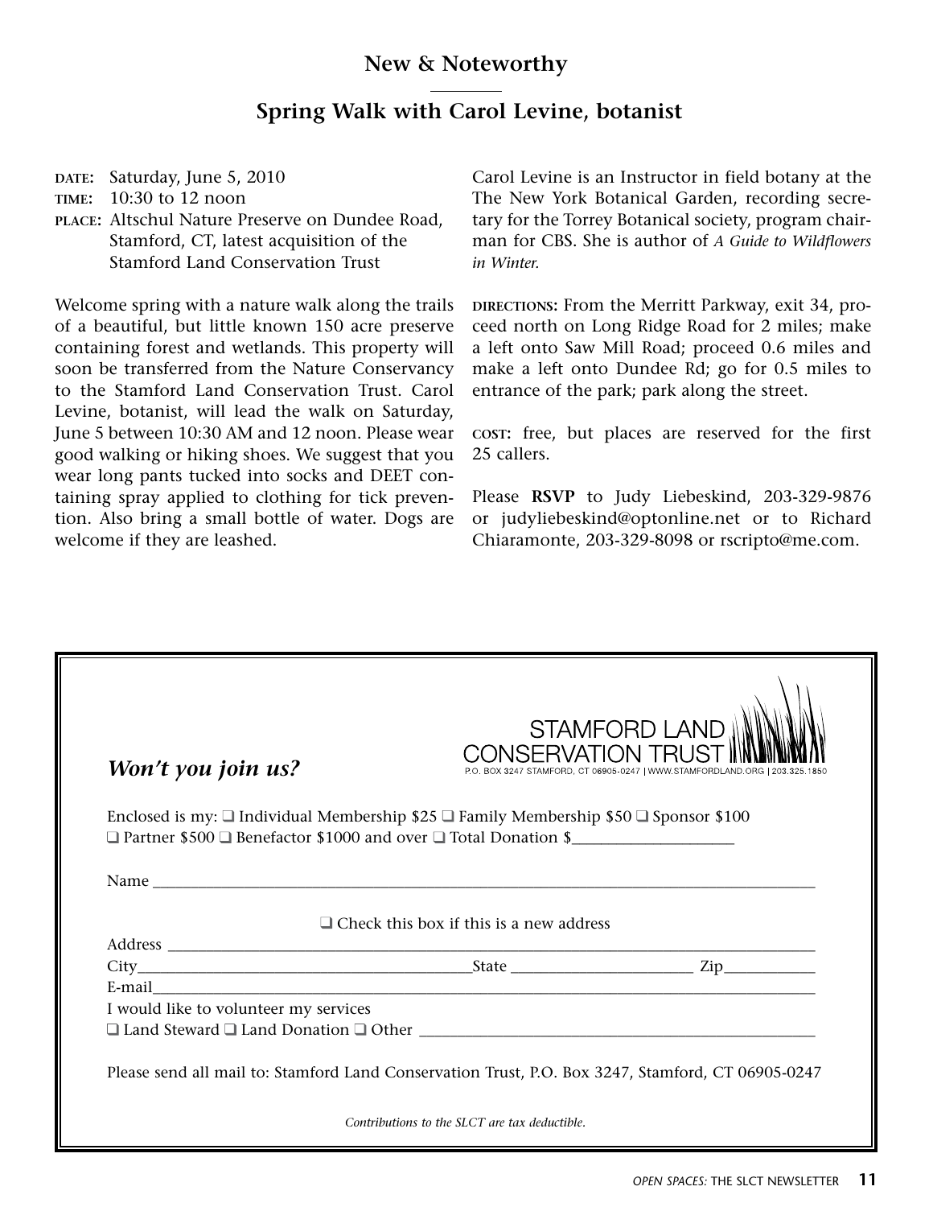## New & Noteworthy

## Spring Walk with Carol Levine, botanist

**DATE:** Saturday, June 5, 2010
**TIME:** 10:30 to 12 noon
**PLACE:** Altschul Nature Preserve on Dundee Road, Stamford, CT, latest acquisition of the Stamford Land Conservation Trust

Welcome spring with a nature walk along the trails of a beautiful, but little known 150 acre preserve containing forest and wetlands. This property will soon be transferred from the Nature Conservancy to the Stamford Land Conservation Trust. Carol Levine, botanist, will lead the walk on Saturday, June 5 between 10:30 AM and 12 noon. Please wear good walking or hiking shoes. We suggest that you wear long pants tucked into socks and DEET containing spray applied to clothing for tick prevention. Also bring a small bottle of water. Dogs are welcome if they are leashed.

Carol Levine is an Instructor in field botany at the The New York Botanical Garden, recording secretary for the Torrey Botanical society, program chairman for CBS. She is author of *A Guide to Wildflowers in Winter.*

**DIRECTIONS:** From the Merritt Parkway, exit 34, proceed north on Long Ridge Road for 2 miles; make a left onto Saw Mill Road; proceed 0.6 miles and make a left onto Dundee Rd; go for 0.5 miles to entrance of the park; park along the street.

**COST:** free, but places are reserved for the first 25 callers.

Please **RSVP** to Judy Liebeskind, 203-329-9876 or judyliebeskind@optonline.net or to Richard Chiaramonte, 203-329-8098 or rscripto@me.com.

---

STAMFORD LAND CONSERVATION TRUST
P.O. BOX 3247 STAMFORD, CT 06905-0247 | WWW.STAMFORDLAND.ORG | 203.325.1850

***Won't you join us?***

Enclosed is my: ❑ Individual Membership $25 ❑ Family Membership $50 ❑ Sponsor $100
❑ Partner $500 ❑ Benefactor $1000 and over ❑ Total Donation $____________________

Name ______________________________________________________________________

❑ Check this box if this is a new address

Address ____________________________________________________________________
City__________________________________State _____________________ Zip__________
E-mail______________________________________________________________________

I would like to volunteer my services
❑ Land Steward ❑ Land Donation ❑ Other _____________________________________________

Please send all mail to: Stamford Land Conservation Trust, P.O. Box 3247, Stamford, CT 06905-0247

*Contributions to the SLCT are tax deductible.*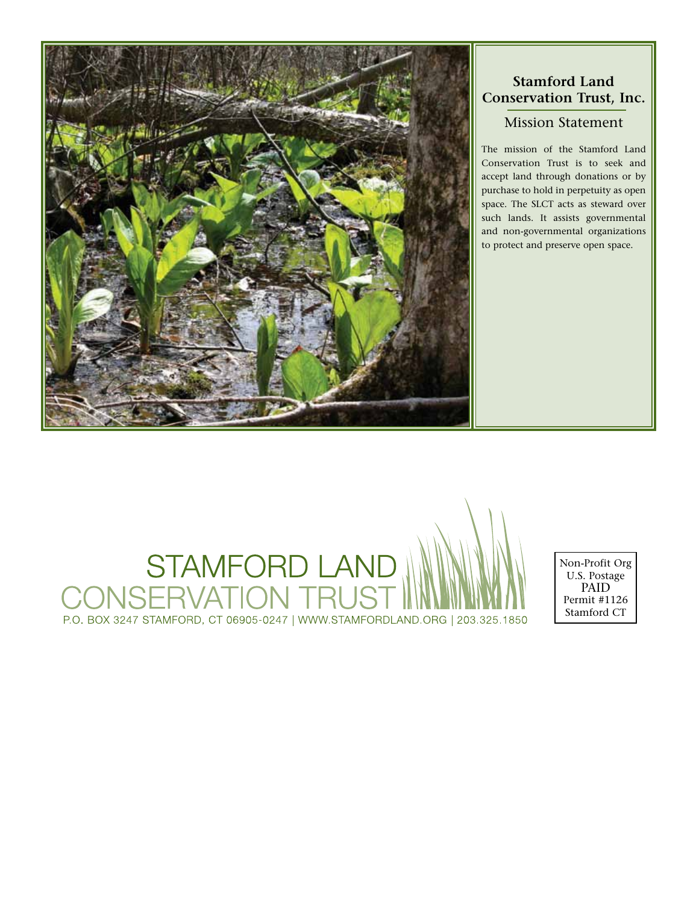## Stamford Land Conservation Trust, Inc.

### Mission Statement

The mission of the Stamford Land Conservation Trust is to seek and accept land through donations or by purchase to hold in perpetuity as open space. The SLCT acts as steward over such lands. It assists governmental and non-governmental organizations to protect and preserve open space.

STAMFORD LAND
CONSERVATION TRUST

P.O. BOX 3247 STAMFORD, CT 06905-0247 | WWW.STAMFORDLAND.ORG | 203.325.1850

Non-Profit Org
U.S. Postage
PAID
Permit #1126
Stamford CT